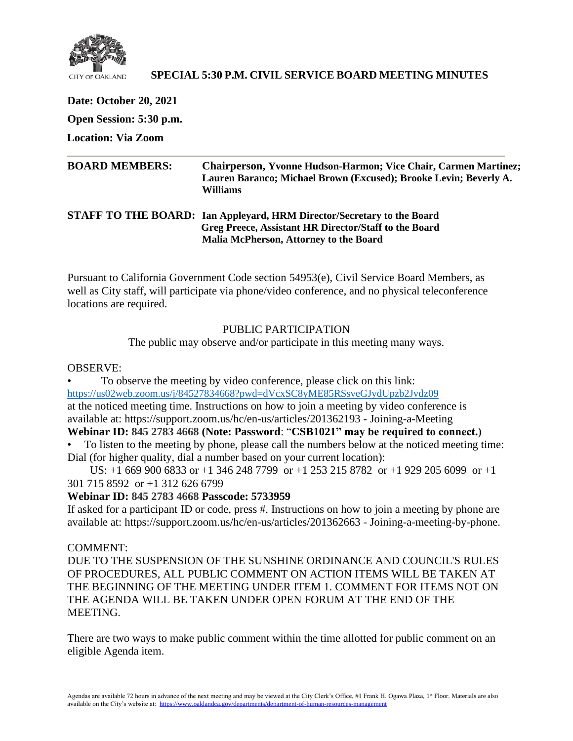CITY OF OAKLAND

# SPECIAL 5:30 P.M. CIVIL SERVICE BOARD MEETING MINUTES

**Date: October 20, 2021**

**Open Session: 5:30 p.m.**

**Location: Via Zoom**

---

**BOARD MEMBERS:** **Chairperson, Yvonne Hudson-Harmon; Vice Chair, Carmen Martinez; Lauren Baranco; Michael Brown (Excused); Brooke Levin; Beverly A. Williams**

**STAFF TO THE BOARD:** **Ian Appleyard, HRM Director/Secretary to the Board**
**Greg Preece, Assistant HR Director/Staff to the Board**
**Malia McPherson, Attorney to the Board**

Pursuant to California Government Code section 54953(e), Civil Service Board Members, as well as City staff, will participate via phone/video conference, and no physical teleconference locations are required.

PUBLIC PARTICIPATION

The public may observe and/or participate in this meeting many ways.

OBSERVE:

- To observe the meeting by video conference, please click on this link: https://us02web.zoom.us/j/84527834668?pwd=dVcxSC8yME85RSsveGJydUpzb2Jvdz09 at the noticed meeting time. Instructions on how to join a meeting by video conference is available at: https://support.zoom.us/hc/en-us/articles/201362193 - Joining-a-Meeting

**Webinar ID: 845 2783 4668 (Note: Password**: "**CSB1021" may be required to connect.)**

- To listen to the meeting by phone, please call the numbers below at the noticed meeting time: Dial (for higher quality, dial a number based on your current location):

US: +1 669 900 6833 or +1 346 248 7799 or +1 253 215 8782 or +1 929 205 6099 or +1 301 715 8592 or +1 312 626 6799

**Webinar ID: 845 2783 4668 Passcode: 5733959**

If asked for a participant ID or code, press #. Instructions on how to join a meeting by phone are available at: https://support.zoom.us/hc/en-us/articles/201362663 - Joining-a-meeting-by-phone.

COMMENT:

DUE TO THE SUSPENSION OF THE SUNSHINE ORDINANCE AND COUNCIL'S RULES OF PROCEDURES, ALL PUBLIC COMMENT ON ACTION ITEMS WILL BE TAKEN AT THE BEGINNING OF THE MEETING UNDER ITEM 1. COMMENT FOR ITEMS NOT ON THE AGENDA WILL BE TAKEN UNDER OPEN FORUM AT THE END OF THE MEETING.

There are two ways to make public comment within the time allotted for public comment on an eligible Agenda item.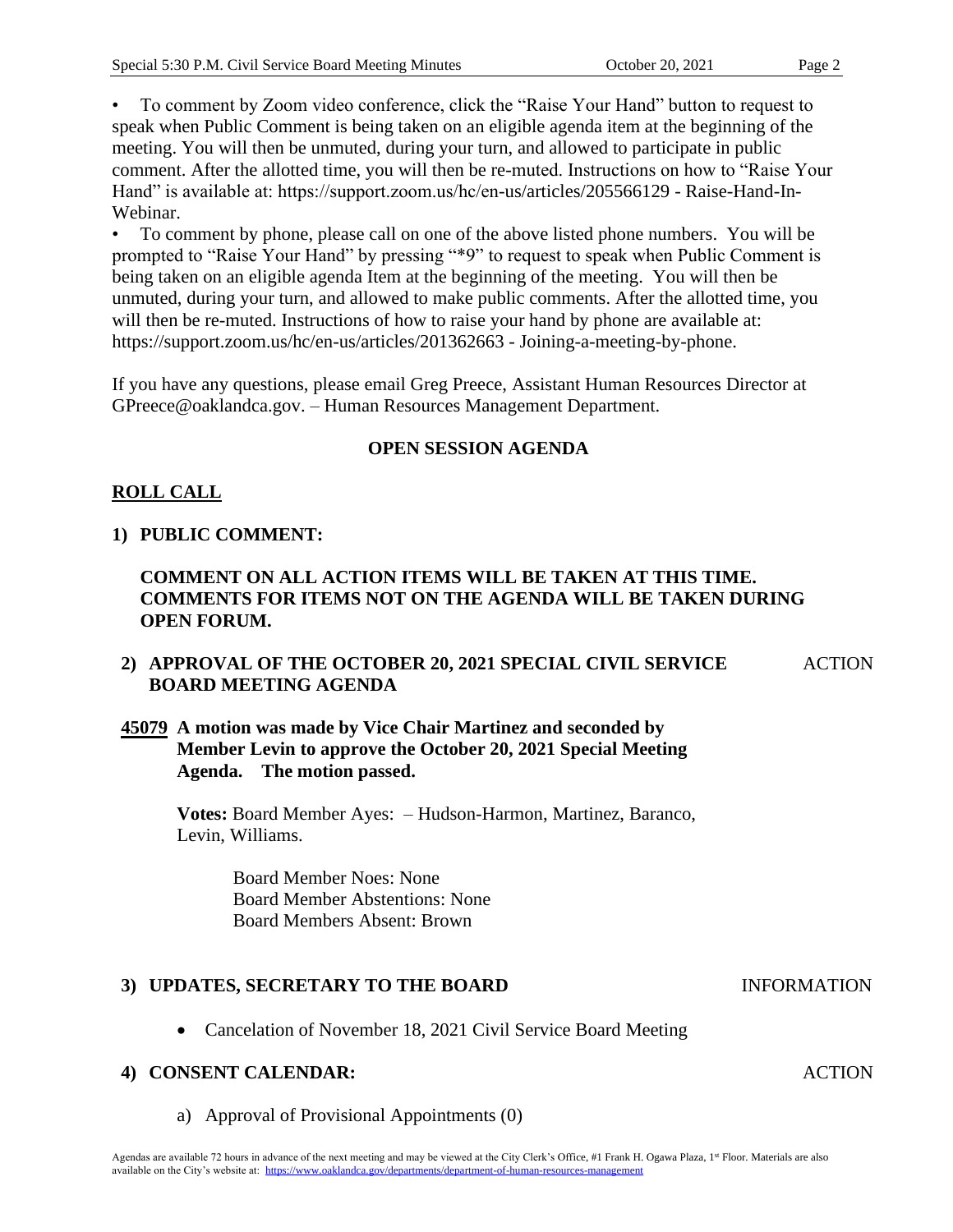- To comment by Zoom video conference, click the "Raise Your Hand" button to request to speak when Public Comment is being taken on an eligible agenda item at the beginning of the meeting. You will then be unmuted, during your turn, and allowed to participate in public comment. After the allotted time, you will then be re-muted. Instructions on how to "Raise Your Hand" is available at: https://support.zoom.us/hc/en-us/articles/205566129 - Raise-Hand-In-Webinar.
- To comment by phone, please call on one of the above listed phone numbers. You will be prompted to "Raise Your Hand" by pressing "*9" to request to speak when Public Comment is being taken on an eligible agenda Item at the beginning of the meeting. You will then be unmuted, during your turn, and allowed to make public comments. After the allotted time, you will then be re-muted. Instructions of how to raise your hand by phone are available at: https://support.zoom.us/hc/en-us/articles/201362663 - Joining-a-meeting-by-phone.

If you have any questions, please email Greg Preece, Assistant Human Resources Director at GPreece@oaklandca.gov. – Human Resources Management Department.

**OPEN SESSION AGENDA**

**ROLL CALL**

**1) PUBLIC COMMENT:**

**COMMENT ON ALL ACTION ITEMS WILL BE TAKEN AT THIS TIME. COMMENTS FOR ITEMS NOT ON THE AGENDA WILL BE TAKEN DURING OPEN FORUM.**

**2) APPROVAL OF THE OCTOBER 20, 2021 SPECIAL CIVIL SERVICE BOARD MEETING AGENDA** — ACTION

**45079 A motion was made by Vice Chair Martinez and seconded by Member Levin to approve the October 20, 2021 Special Meeting Agenda. The motion passed.**

**Votes:** Board Member Ayes: – Hudson-Harmon, Martinez, Baranco, Levin, Williams.

Board Member Noes: None
Board Member Abstentions: None
Board Members Absent: Brown

**3) UPDATES, SECRETARY TO THE BOARD** — INFORMATION

- Cancelation of November 18, 2021 Civil Service Board Meeting

**4) CONSENT CALENDAR:** — ACTION

a) Approval of Provisional Appointments (0)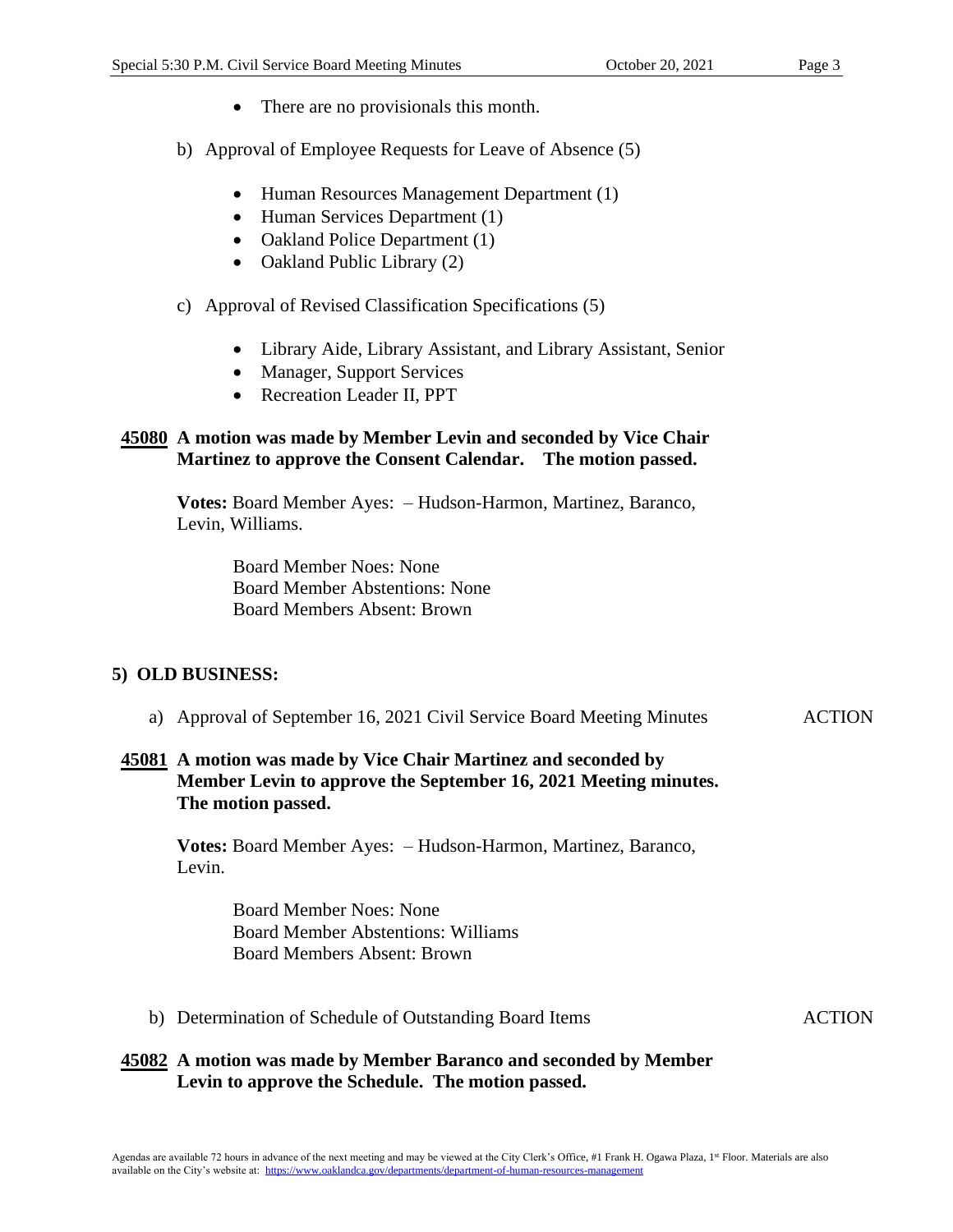- There are no provisionals this month.

b) Approval of Employee Requests for Leave of Absence (5)

- Human Resources Management Department (1)
- Human Services Department (1)
- Oakland Police Department (1)
- Oakland Public Library (2)

c) Approval of Revised Classification Specifications (5)

- Library Aide, Library Assistant, and Library Assistant, Senior
- Manager, Support Services
- Recreation Leader II, PPT

**45080 A motion was made by Member Levin and seconded by Vice Chair Martinez to approve the Consent Calendar. The motion passed.**

**Votes:** Board Member Ayes: – Hudson-Harmon, Martinez, Baranco, Levin, Williams.

Board Member Noes: None
Board Member Abstentions: None
Board Members Absent: Brown

## 5) OLD BUSINESS:

a) Approval of September 16, 2021 Civil Service Board Meeting Minutes — ACTION

**45081 A motion was made by Vice Chair Martinez and seconded by Member Levin to approve the September 16, 2021 Meeting minutes. The motion passed.**

**Votes:** Board Member Ayes: – Hudson-Harmon, Martinez, Baranco, Levin.

Board Member Noes: None
Board Member Abstentions: Williams
Board Members Absent: Brown

b) Determination of Schedule of Outstanding Board Items — ACTION

**45082 A motion was made by Member Baranco and seconded by Member Levin to approve the Schedule. The motion passed.**

Agendas are available 72 hours in advance of the next meeting and may be viewed at the City Clerk's Office, #1 Frank H. Ogawa Plaza, 1st Floor. Materials are also available on the City's website at: https://www.oaklandca.gov/departments/department-of-human-resources-management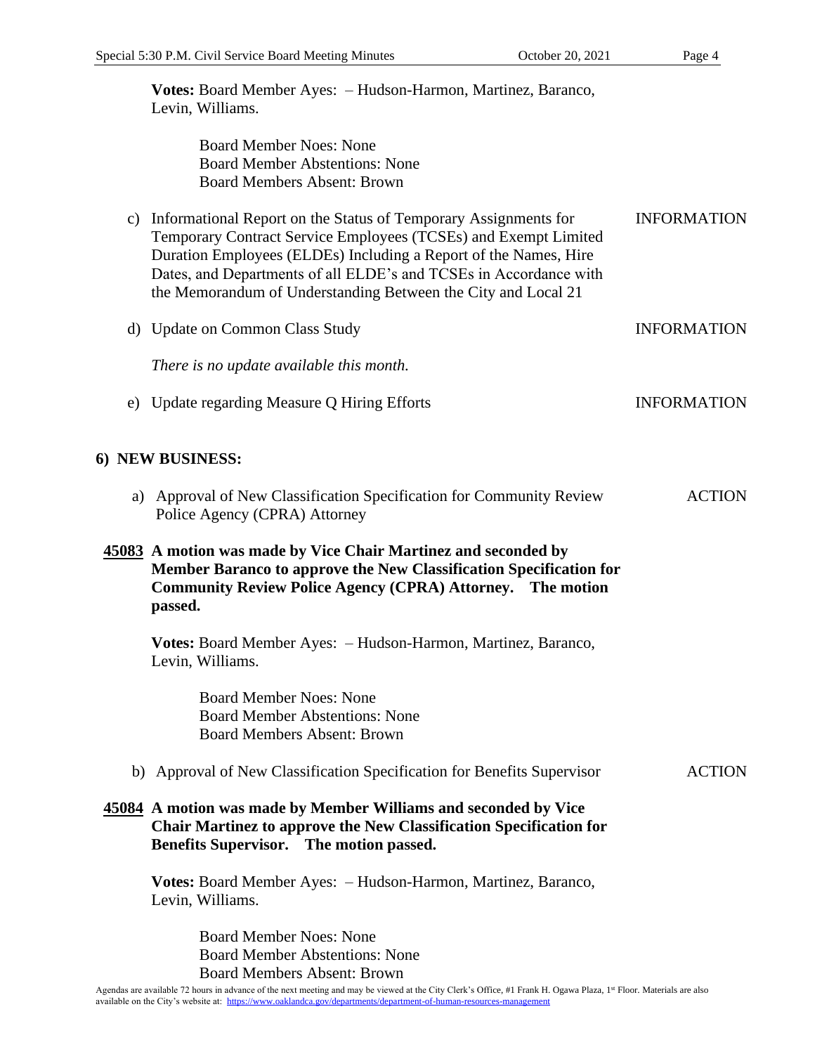**Votes:** Board Member Ayes: – Hudson-Harmon, Martinez, Baranco, Levin, Williams.

Board Member Noes: None
Board Member Abstentions: None
Board Members Absent: Brown

c) Informational Report on the Status of Temporary Assignments for Temporary Contract Service Employees (TCSEs) and Exempt Limited Duration Employees (ELDEs) Including a Report of the Names, Hire Dates, and Departments of all ELDE's and TCSEs in Accordance with the Memorandum of Understanding Between the City and Local 21 — INFORMATION

d) Update on Common Class Study — INFORMATION

*There is no update available this month.*

e) Update regarding Measure Q Hiring Efforts — INFORMATION

## 6) NEW BUSINESS:

a) Approval of New Classification Specification for Community Review Police Agency (CPRA) Attorney — ACTION

**45083 A motion was made by Vice Chair Martinez and seconded by Member Baranco to approve the New Classification Specification for Community Review Police Agency (CPRA) Attorney. The motion passed.**

**Votes:** Board Member Ayes: – Hudson-Harmon, Martinez, Baranco, Levin, Williams.

Board Member Noes: None
Board Member Abstentions: None
Board Members Absent: Brown

b) Approval of New Classification Specification for Benefits Supervisor — ACTION

**45084 A motion was made by Member Williams and seconded by Vice Chair Martinez to approve the New Classification Specification for Benefits Supervisor. The motion passed.**

**Votes:** Board Member Ayes: – Hudson-Harmon, Martinez, Baranco, Levin, Williams.

Board Member Noes: None
Board Member Abstentions: None
Board Members Absent: Brown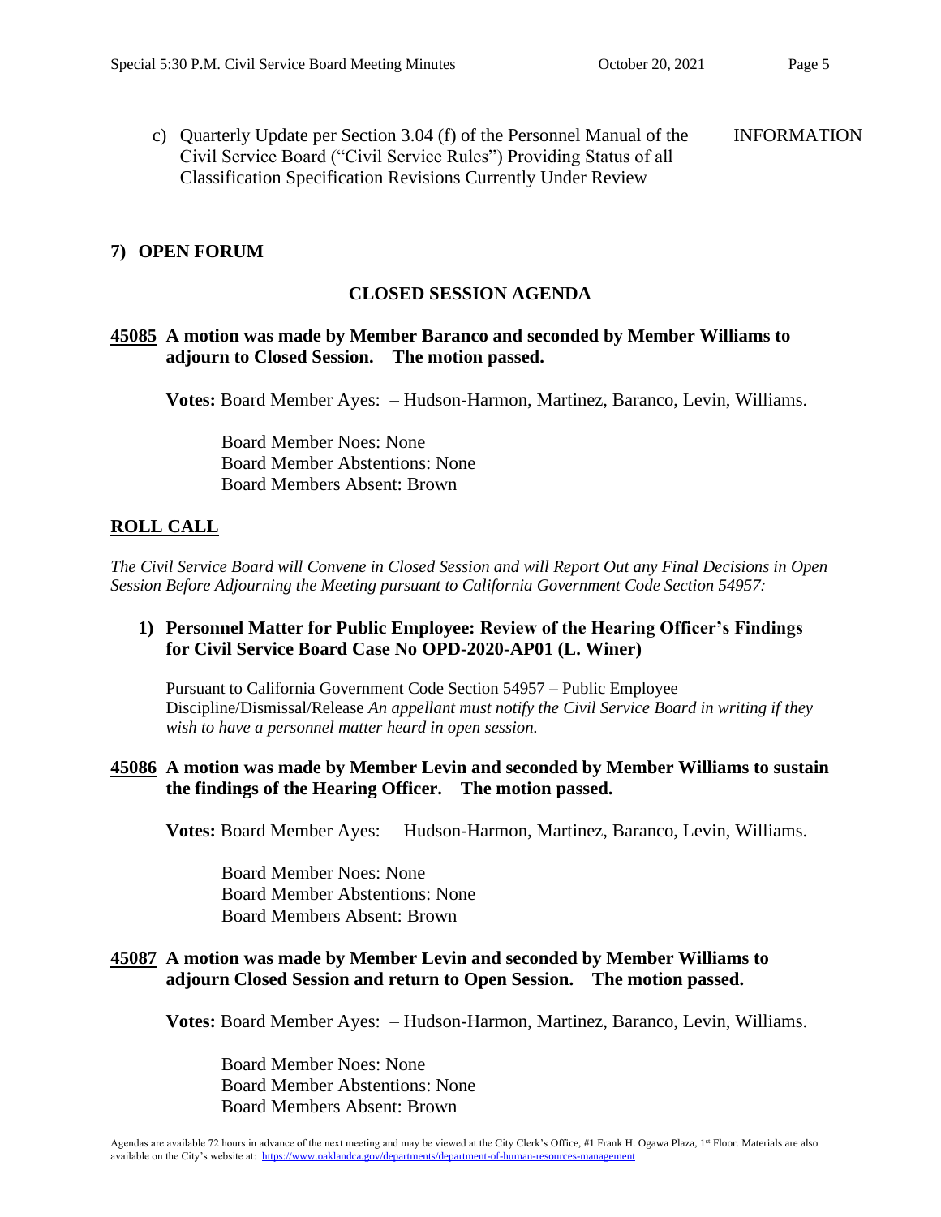c) Quarterly Update per Section 3.04 (f) of the Personnel Manual of the Civil Service Board ("Civil Service Rules") Providing Status of all Classification Specification Revisions Currently Under Review — INFORMATION

## 7) OPEN FORUM

## CLOSED SESSION AGENDA

**45085 A motion was made by Member Baranco and seconded by Member Williams to adjourn to Closed Session. The motion passed.**

**Votes:** Board Member Ayes: – Hudson-Harmon, Martinez, Baranco, Levin, Williams.

Board Member Noes: None
Board Member Abstentions: None
Board Members Absent: Brown

## ROLL CALL

*The Civil Service Board will Convene in Closed Session and will Report Out any Final Decisions in Open Session Before Adjourning the Meeting pursuant to California Government Code Section 54957:*

**1) Personnel Matter for Public Employee: Review of the Hearing Officer's Findings for Civil Service Board Case No OPD-2020-AP01 (L. Winer)**

Pursuant to California Government Code Section 54957 – Public Employee Discipline/Dismissal/Release *An appellant must notify the Civil Service Board in writing if they wish to have a personnel matter heard in open session.*

**45086 A motion was made by Member Levin and seconded by Member Williams to sustain the findings of the Hearing Officer. The motion passed.**

**Votes:** Board Member Ayes: – Hudson-Harmon, Martinez, Baranco, Levin, Williams.

Board Member Noes: None
Board Member Abstentions: None
Board Members Absent: Brown

**45087 A motion was made by Member Levin and seconded by Member Williams to adjourn Closed Session and return to Open Session. The motion passed.**

**Votes:** Board Member Ayes: – Hudson-Harmon, Martinez, Baranco, Levin, Williams.

Board Member Noes: None
Board Member Abstentions: None
Board Members Absent: Brown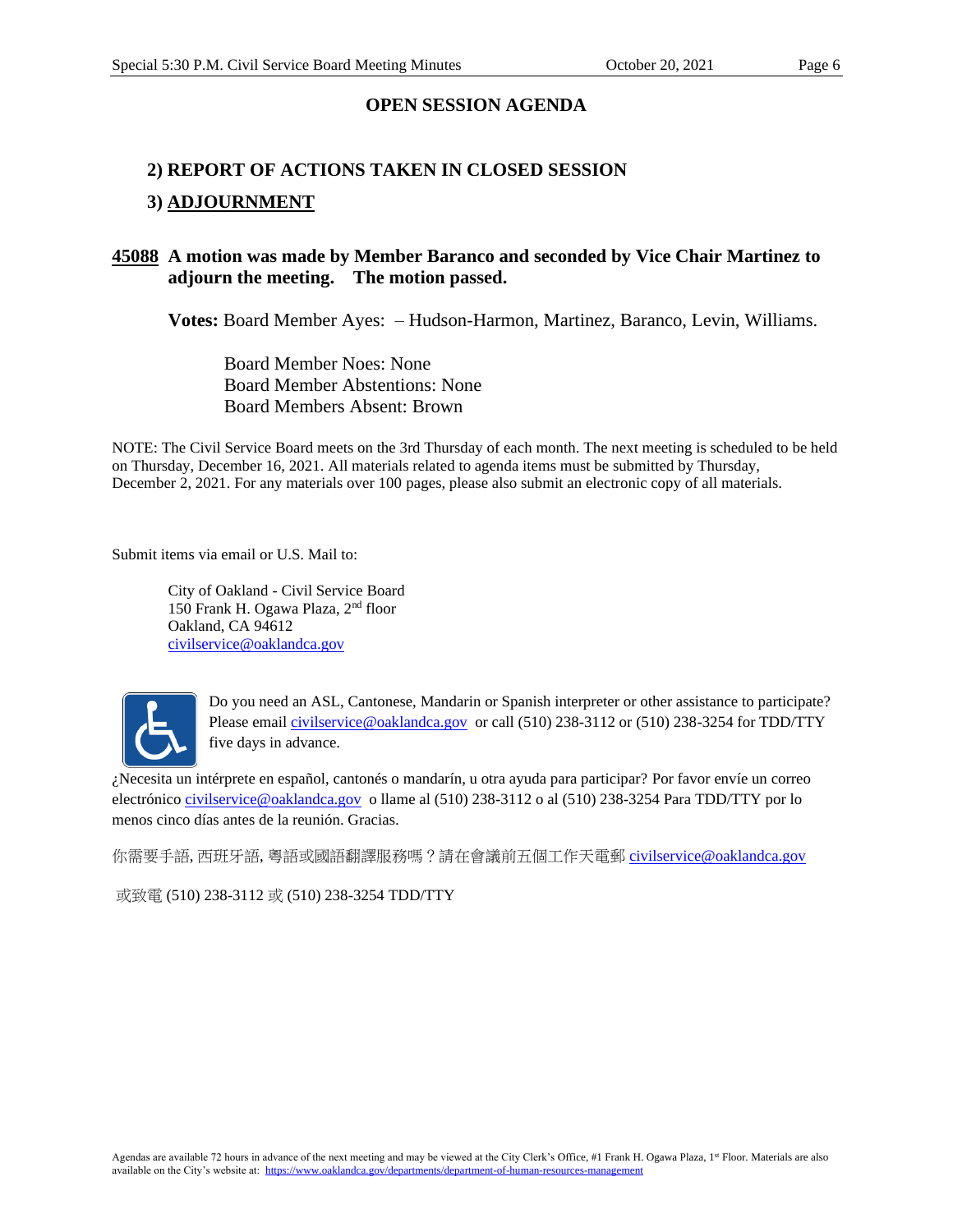## OPEN SESSION AGENDA

### 2) REPORT OF ACTIONS TAKEN IN CLOSED SESSION

### 3) ADJOURNMENT

**45088 A motion was made by Member Baranco and seconded by Vice Chair Martinez to adjourn the meeting. The motion passed.**

**Votes:** Board Member Ayes: – Hudson-Harmon, Martinez, Baranco, Levin, Williams.

Board Member Noes: None
Board Member Abstentions: None
Board Members Absent: Brown

NOTE: The Civil Service Board meets on the 3rd Thursday of each month. The next meeting is scheduled to be held on Thursday, December 16, 2021. All materials related to agenda items must be submitted by Thursday, December 2, 2021. For any materials over 100 pages, please also submit an electronic copy of all materials.

Submit items via email or U.S. Mail to:

City of Oakland - Civil Service Board
150 Frank H. Ogawa Plaza, 2nd floor
Oakland, CA 94612
civilservice@oaklandca.gov

Do you need an ASL, Cantonese, Mandarin or Spanish interpreter or other assistance to participate? Please email civilservice@oaklandca.gov or call (510) 238-3112 or (510) 238-3254 for TDD/TTY five days in advance.

¿Necesita un intérprete en español, cantonés o mandarín, u otra ayuda para participar? Por favor envíe un correo electrónico civilservice@oaklandca.gov o llame al (510) 238-3112 o al (510) 238-3254 Para TDD/TTY por lo menos cinco días antes de la reunión. Gracias.

你需要手語, 西班牙語, 粵語或國語翻譯服務嗎？請在會議前五個工作天電郵 civilservice@oaklandca.gov

或致電 (510) 238-3112 或 (510) 238-3254 TDD/TTY

Agendas are available 72 hours in advance of the next meeting and may be viewed at the City Clerk's Office, #1 Frank H. Ogawa Plaza, 1st Floor. Materials are also available on the City's website at: https://www.oaklandca.gov/departments/department-of-human-resources-management